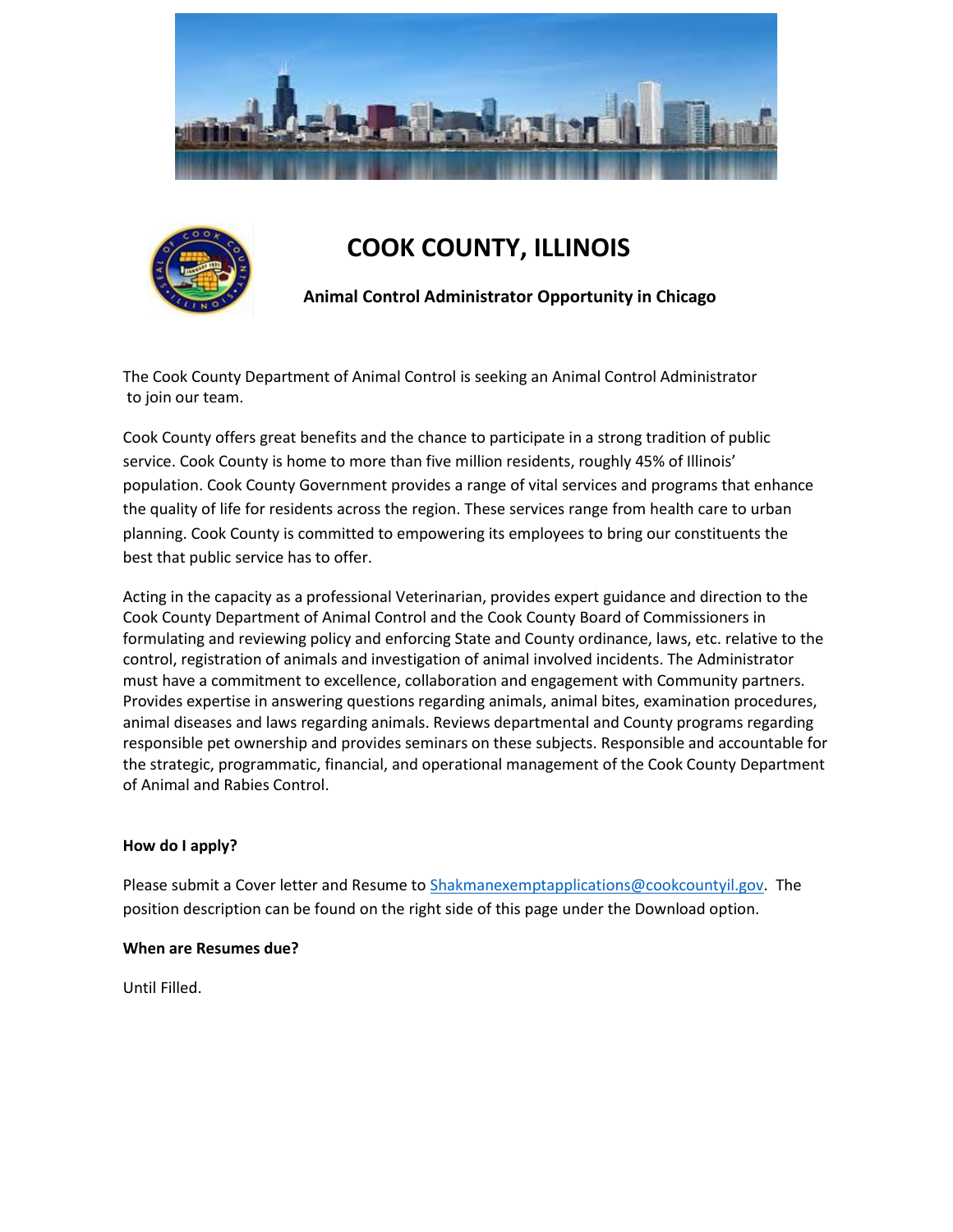# COOK COUNTY, ILLINOIS

## Animal Control Administrator Opportunity in Chicago

The Cook County Department of Animal Control is seeking an Animal Control Administrator to join our team.

Cook County offers great benefits and the chance to participate in a strong tradition of public service. Cook County is home to more than five million residents, roughly 45% of Illinois' population. Cook County Government provides a range of vital services and programs that enhance the quality of life for residents across the region. These services range from health care to urban planning. Cook County is committed to empowering its employees to bring our constituents the best that public service has to offer.

Acting in the capacity as a professional Veterinarian, provides expert guidance and direction to the Cook County Department of Animal Control and the Cook County Board of Commissioners in formulating and reviewing policy and enforcing State and County ordinance, laws, etc. relative to the control, registration of animals and investigation of animal involved incidents. The Administrator must have a commitment to excellence, collaboration and engagement with Community partners. Provides expertise in answering questions regarding animals, animal bites, examination procedures, animal diseases and laws regarding animals. Reviews departmental and County programs regarding responsible pet ownership and provides seminars on these subjects. Responsible and accountable for the strategic, programmatic, financial, and operational management of the Cook County Department of Animal and Rabies Control.

**How do I apply?**

Please submit a Cover letter and Resume to Shakmanexemptapplications@cookcountyil.gov. The position description can be found on the right side of this page under the Download option.

**When are Resumes due?**

Until Filled.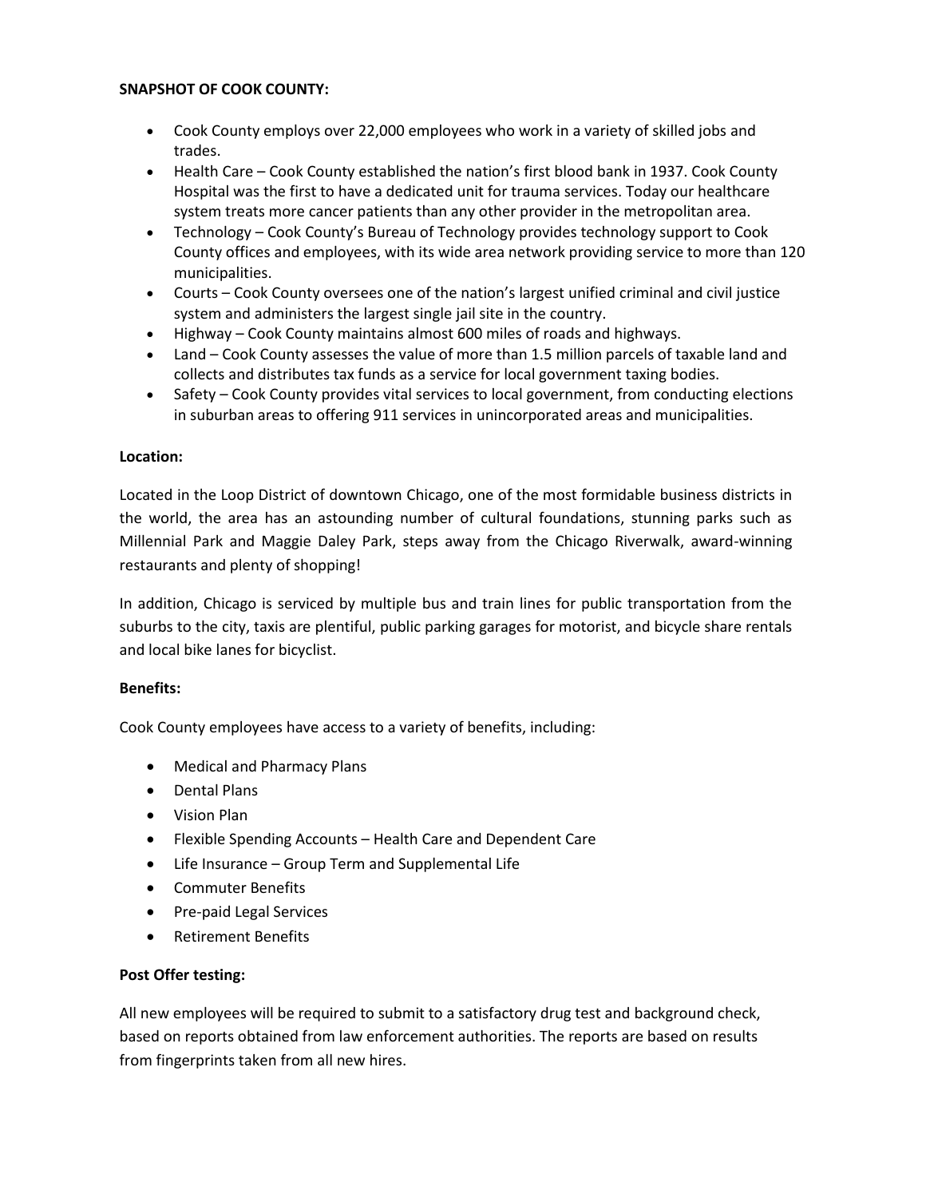**SNAPSHOT OF COOK COUNTY:**

- Cook County employs over 22,000 employees who work in a variety of skilled jobs and trades.
- Health Care – Cook County established the nation's first blood bank in 1937. Cook County Hospital was the first to have a dedicated unit for trauma services. Today our healthcare system treats more cancer patients than any other provider in the metropolitan area.
- Technology – Cook County's Bureau of Technology provides technology support to Cook County offices and employees, with its wide area network providing service to more than 120 municipalities.
- Courts – Cook County oversees one of the nation's largest unified criminal and civil justice system and administers the largest single jail site in the country.
- Highway – Cook County maintains almost 600 miles of roads and highways.
- Land – Cook County assesses the value of more than 1.5 million parcels of taxable land and collects and distributes tax funds as a service for local government taxing bodies.
- Safety – Cook County provides vital services to local government, from conducting elections in suburban areas to offering 911 services in unincorporated areas and municipalities.

**Location:**

Located in the Loop District of downtown Chicago, one of the most formidable business districts in the world, the area has an astounding number of cultural foundations, stunning parks such as Millennial Park and Maggie Daley Park, steps away from the Chicago Riverwalk, award-winning restaurants and plenty of shopping!

In addition, Chicago is serviced by multiple bus and train lines for public transportation from the suburbs to the city, taxis are plentiful, public parking garages for motorist, and bicycle share rentals and local bike lanes for bicyclist.

**Benefits:**

Cook County employees have access to a variety of benefits, including:

- Medical and Pharmacy Plans
- Dental Plans
- Vision Plan
- Flexible Spending Accounts – Health Care and Dependent Care
- Life Insurance – Group Term and Supplemental Life
- Commuter Benefits
- Pre-paid Legal Services
- Retirement Benefits

**Post Offer testing:**

All new employees will be required to submit to a satisfactory drug test and background check, based on reports obtained from law enforcement authorities. The reports are based on results from fingerprints taken from all new hires.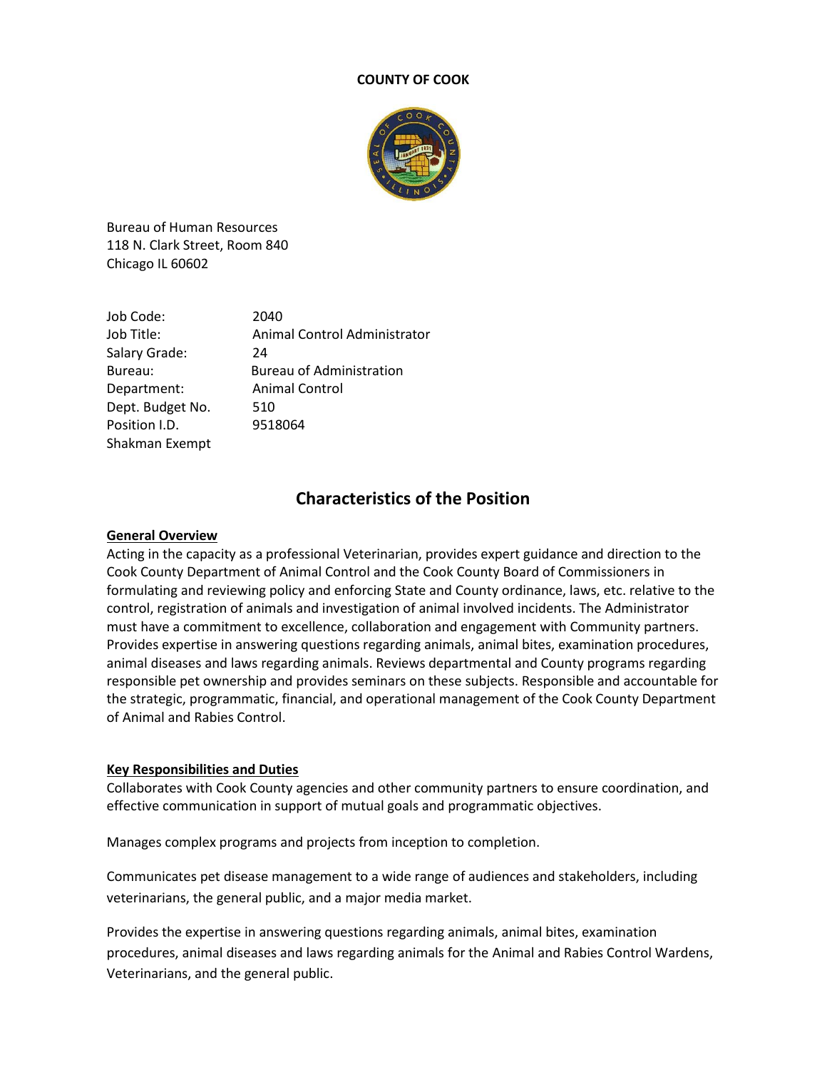**COUNTY OF COOK**

Bureau of Human Resources
118 N. Clark Street, Room 840
Chicago IL 60602

| | |
|---|---|
| Job Code: | 2040 |
| Job Title: | Animal Control Administrator |
| Salary Grade: | 24 |
| Bureau: | Bureau of Administration |
| Department: | Animal Control |
| Dept. Budget No. | 510 |
| Position I.D. | 9518064 |
| Shakman Exempt | |

## Characteristics of the Position

### General Overview

Acting in the capacity as a professional Veterinarian, provides expert guidance and direction to the Cook County Department of Animal Control and the Cook County Board of Commissioners in formulating and reviewing policy and enforcing State and County ordinance, laws, etc. relative to the control, registration of animals and investigation of animal involved incidents. The Administrator must have a commitment to excellence, collaboration and engagement with Community partners. Provides expertise in answering questions regarding animals, animal bites, examination procedures, animal diseases and laws regarding animals. Reviews departmental and County programs regarding responsible pet ownership and provides seminars on these subjects. Responsible and accountable for the strategic, programmatic, financial, and operational management of the Cook County Department of Animal and Rabies Control.

### Key Responsibilities and Duties

Collaborates with Cook County agencies and other community partners to ensure coordination, and effective communication in support of mutual goals and programmatic objectives.

Manages complex programs and projects from inception to completion.

Communicates pet disease management to a wide range of audiences and stakeholders, including veterinarians, the general public, and a major media market.

Provides the expertise in answering questions regarding animals, animal bites, examination procedures, animal diseases and laws regarding animals for the Animal and Rabies Control Wardens, Veterinarians, and the general public.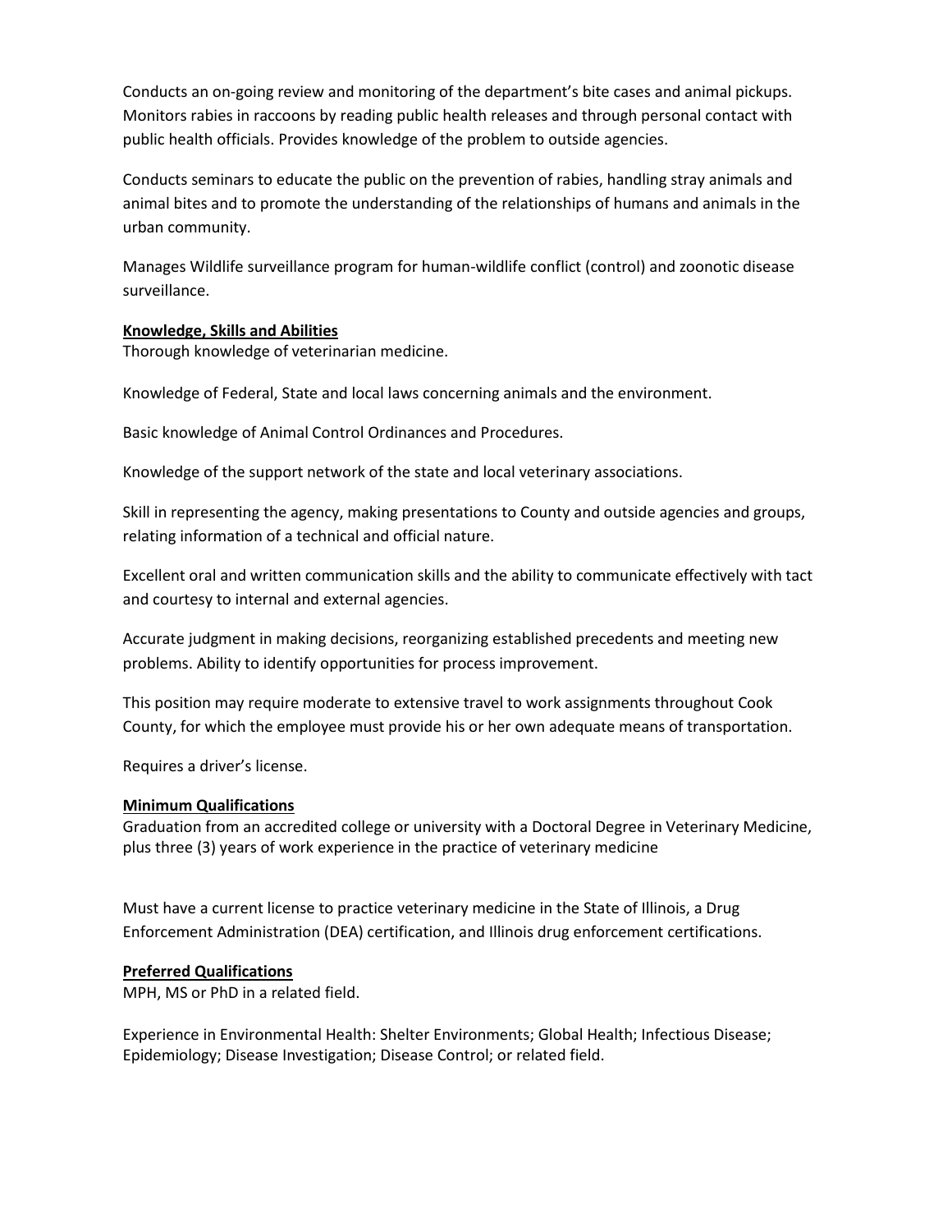Conducts an on-going review and monitoring of the department's bite cases and animal pickups. Monitors rabies in raccoons by reading public health releases and through personal contact with public health officials. Provides knowledge of the problem to outside agencies.

Conducts seminars to educate the public on the prevention of rabies, handling stray animals and animal bites and to promote the understanding of the relationships of humans and animals in the urban community.

Manages Wildlife surveillance program for human-wildlife conflict (control) and zoonotic disease surveillance.

**Knowledge, Skills and Abilities**

Thorough knowledge of veterinarian medicine.

Knowledge of Federal, State and local laws concerning animals and the environment.

Basic knowledge of Animal Control Ordinances and Procedures.

Knowledge of the support network of the state and local veterinary associations.

Skill in representing the agency, making presentations to County and outside agencies and groups, relating information of a technical and official nature.

Excellent oral and written communication skills and the ability to communicate effectively with tact and courtesy to internal and external agencies.

Accurate judgment in making decisions, reorganizing established precedents and meeting new problems. Ability to identify opportunities for process improvement.

This position may require moderate to extensive travel to work assignments throughout Cook County, for which the employee must provide his or her own adequate means of transportation.

Requires a driver's license.

**Minimum Qualifications**

Graduation from an accredited college or university with a Doctoral Degree in Veterinary Medicine, plus three (3) years of work experience in the practice of veterinary medicine

Must have a current license to practice veterinary medicine in the State of Illinois, a Drug Enforcement Administration (DEA) certification, and Illinois drug enforcement certifications.

**Preferred Qualifications**

MPH, MS or PhD in a related field.

Experience in Environmental Health: Shelter Environments; Global Health; Infectious Disease; Epidemiology; Disease Investigation; Disease Control; or related field.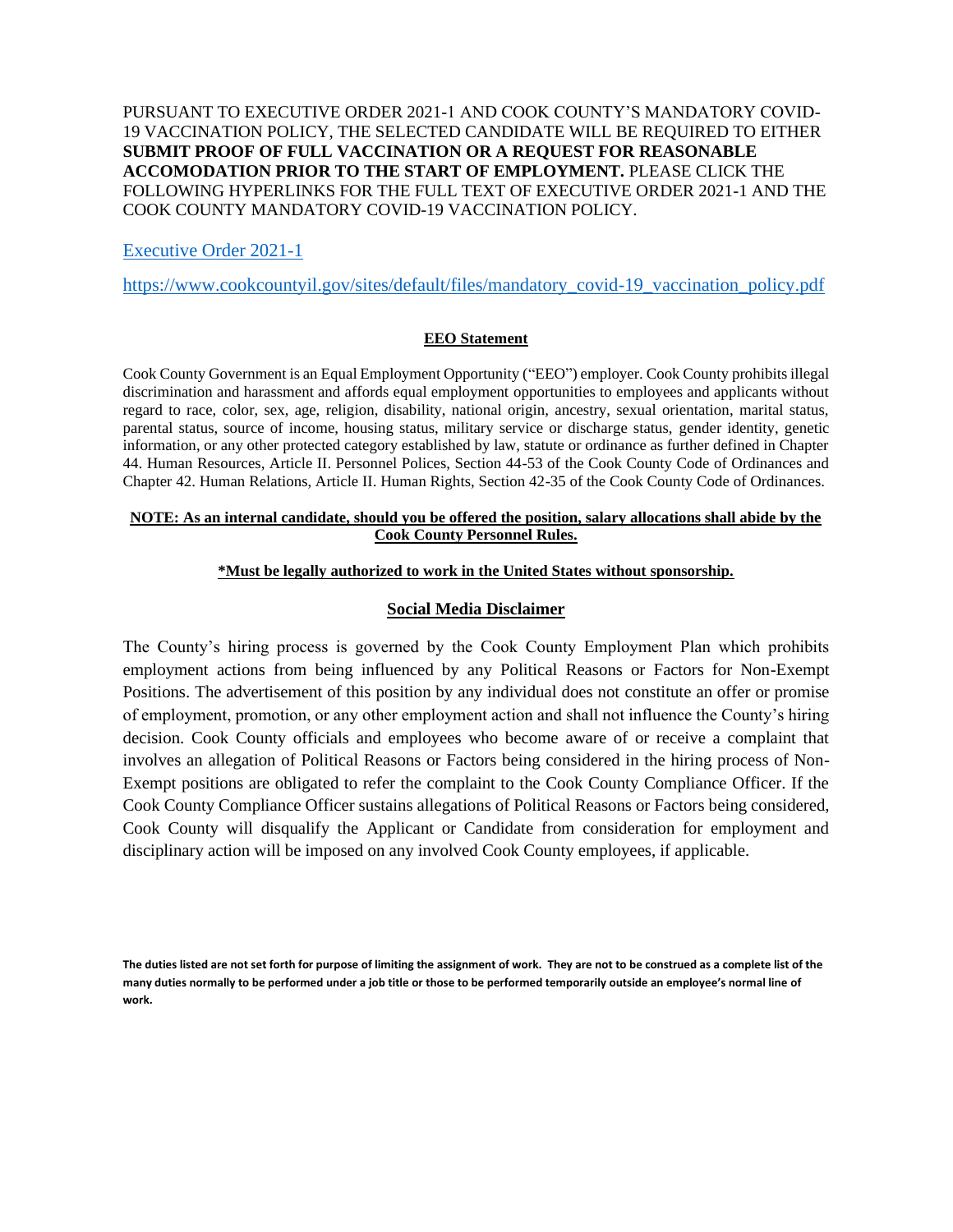PURSUANT TO EXECUTIVE ORDER 2021-1 AND COOK COUNTY'S MANDATORY COVID-19 VACCINATION POLICY, THE SELECTED CANDIDATE WILL BE REQUIRED TO EITHER **SUBMIT PROOF OF FULL VACCINATION OR A REQUEST FOR REASONABLE ACCOMODATION PRIOR TO THE START OF EMPLOYMENT.** PLEASE CLICK THE FOLLOWING HYPERLINKS FOR THE FULL TEXT OF EXECUTIVE ORDER 2021-1 AND THE COOK COUNTY MANDATORY COVID-19 VACCINATION POLICY.

Executive Order 2021-1

https://www.cookcountyil.gov/sites/default/files/mandatory_covid-19_vaccination_policy.pdf

**EEO Statement**

Cook County Government is an Equal Employment Opportunity ("EEO") employer. Cook County prohibits illegal discrimination and harassment and affords equal employment opportunities to employees and applicants without regard to race, color, sex, age, religion, disability, national origin, ancestry, sexual orientation, marital status, parental status, source of income, housing status, military service or discharge status, gender identity, genetic information, or any other protected category established by law, statute or ordinance as further defined in Chapter 44. Human Resources, Article II. Personnel Polices, Section 44-53 of the Cook County Code of Ordinances and Chapter 42. Human Relations, Article II. Human Rights, Section 42-35 of the Cook County Code of Ordinances.

**NOTE: As an internal candidate, should you be offered the position, salary allocations shall abide by the Cook County Personnel Rules.**

**\*Must be legally authorized to work in the United States without sponsorship.**

**Social Media Disclaimer**

The County's hiring process is governed by the Cook County Employment Plan which prohibits employment actions from being influenced by any Political Reasons or Factors for Non-Exempt Positions. The advertisement of this position by any individual does not constitute an offer or promise of employment, promotion, or any other employment action and shall not influence the County's hiring decision. Cook County officials and employees who become aware of or receive a complaint that involves an allegation of Political Reasons or Factors being considered in the hiring process of Non-Exempt positions are obligated to refer the complaint to the Cook County Compliance Officer. If the Cook County Compliance Officer sustains allegations of Political Reasons or Factors being considered, Cook County will disqualify the Applicant or Candidate from consideration for employment and disciplinary action will be imposed on any involved Cook County employees, if applicable.

**The duties listed are not set forth for purpose of limiting the assignment of work. They are not to be construed as a complete list of the many duties normally to be performed under a job title or those to be performed temporarily outside an employee's normal line of work.**